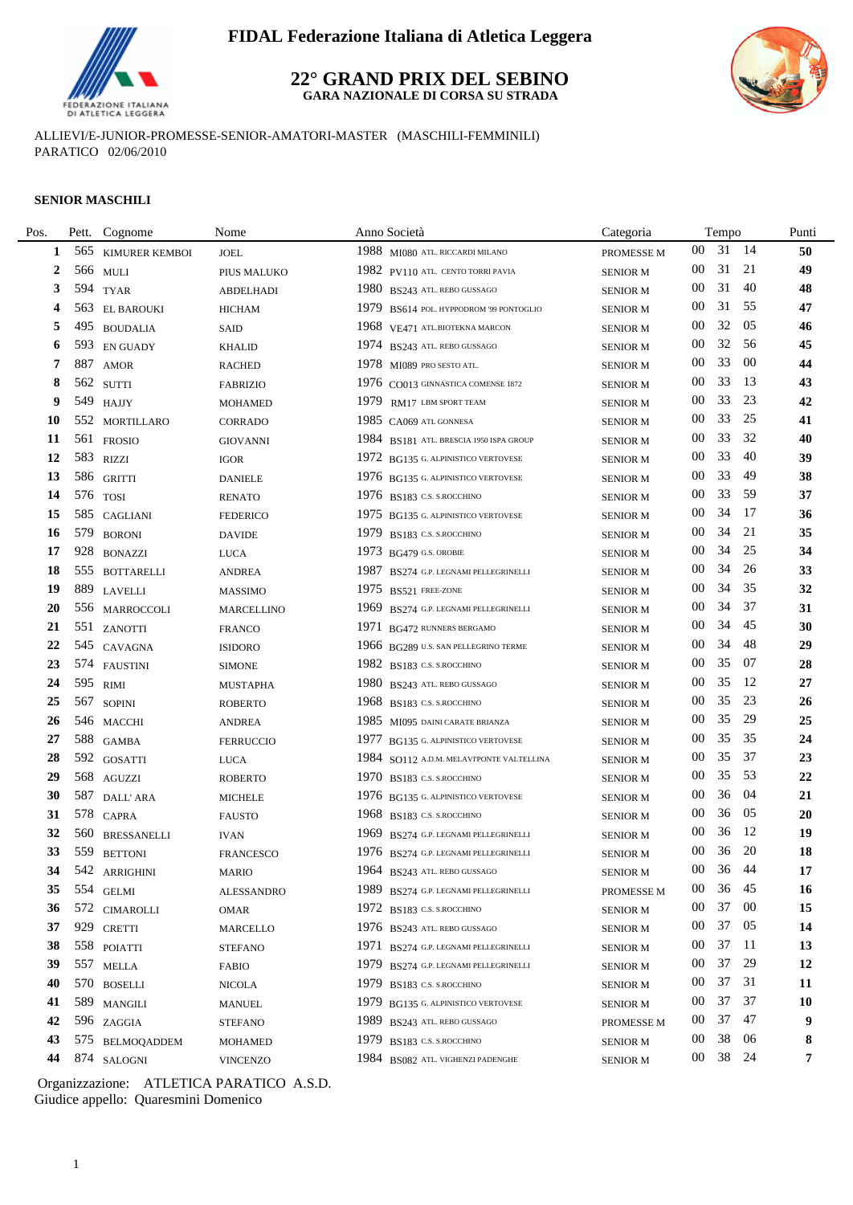# FIDAL Federazione Italiana di Atletica Leggera

## 22° GRAND PRIX DEL SEBINO

**GARA NAZIONALE DI CORSA SU STRADA**

ALLIEVI/E-JUNIOR-PROMESSE-SENIOR-AMATORI-MASTER (MASCHILI-FEMMINILI)
PARATICO 02/06/2010

### SENIOR MASCHILI

| Pos. | Pett. | Cognome | Nome | Anno | Società | Categoria | Tempo | Punti |
|---|---|---|---|---|---|---|---|---|
| 1 | 565 | KIMURER KEMBOI | JOEL | 1988 | MI080 ATL. RICCARDI MILANO | PROMESSE M | 00 31 14 | 50 |
| 2 | 566 | MULI | PIUS MALUKO | 1982 | PV110 ATL. CENTO TORRI PAVIA | SENIOR M | 00 31 21 | 49 |
| 3 | 594 | TYAR | ABDELHADI | 1980 | BS243 ATL. REBO GUSSAGO | SENIOR M | 00 31 40 | 48 |
| 4 | 563 | EL BAROUKI | HICHAM | 1979 | BS614 POL. HYPPODROM '99 PONTOGLIO | SENIOR M | 00 31 55 | 47 |
| 5 | 495 | BOUDALIA | SAID | 1968 | VE471 ATL.BIOTEKNA MARCON | SENIOR M | 00 32 05 | 46 |
| 6 | 593 | EN GUADY | KHALID | 1974 | BS243 ATL. REBO GUSSAGO | SENIOR M | 00 32 56 | 45 |
| 7 | 887 | AMOR | RACHED | 1978 | MI089 PRO SESTO ATL. | SENIOR M | 00 33 00 | 44 |
| 8 | 562 | SUTTI | FABRIZIO | 1976 | CO013 GINNASTICA COMENSE 1872 | SENIOR M | 00 33 13 | 43 |
| 9 | 549 | HAJJY | MOHAMED | 1979 | RM17 LBM SPORT TEAM | SENIOR M | 00 33 23 | 42 |
| 10 | 552 | MORTILLARO | CORRADO | 1985 | CA069 ATL GONNESA | SENIOR M | 00 33 25 | 41 |
| 11 | 561 | FROSIO | GIOVANNI | 1984 | BS181 ATL. BRESCIA 1950 ISPA GROUP | SENIOR M | 00 33 32 | 40 |
| 12 | 583 | RIZZI | IGOR | 1972 | BG135 G. ALPINISTICO VERTOVESE | SENIOR M | 00 33 40 | 39 |
| 13 | 586 | GRITTI | DANIELE | 1976 | BG135 G. ALPINISTICO VERTOVESE | SENIOR M | 00 33 49 | 38 |
| 14 | 576 | TOSI | RENATO | 1976 | BS183 C.S. S.ROCCHINO | SENIOR M | 00 33 59 | 37 |
| 15 | 585 | CAGLIANI | FEDERICO | 1975 | BG135 G. ALPINISTICO VERTOVESE | SENIOR M | 00 34 17 | 36 |
| 16 | 579 | BORONI | DAVIDE | 1979 | BS183 C.S. S.ROCCHINO | SENIOR M | 00 34 21 | 35 |
| 17 | 928 | BONAZZI | LUCA | 1973 | BG479 G.S. OROBIE | SENIOR M | 00 34 25 | 34 |
| 18 | 555 | BOTTARELLI | ANDREA | 1987 | BS274 G.P. LEGNAMI PELLEGRINELLI | SENIOR M | 00 34 26 | 33 |
| 19 | 889 | LAVELLI | MASSIMO | 1975 | BS521 FREE-ZONE | SENIOR M | 00 34 35 | 32 |
| 20 | 556 | MARROCCOLI | MARCELLINO | 1969 | BS274 G.P. LEGNAMI PELLEGRINELLI | SENIOR M | 00 34 37 | 31 |
| 21 | 551 | ZANOTTI | FRANCO | 1971 | BG472 RUNNERS BERGAMO | SENIOR M | 00 34 45 | 30 |
| 22 | 545 | CAVAGNA | ISIDORO | 1966 | BG289 U.S. SAN PELLEGRINO TERME | SENIOR M | 00 34 48 | 29 |
| 23 | 574 | FAUSTINI | SIMONE | 1982 | BS183 C.S. S.ROCCHINO | SENIOR M | 00 35 07 | 28 |
| 24 | 595 | RIMI | MUSTAPHA | 1980 | BS243 ATL. REBO GUSSAGO | SENIOR M | 00 35 12 | 27 |
| 25 | 567 | SOPINI | ROBERTO | 1968 | BS183 C.S. S.ROCCHINO | SENIOR M | 00 35 23 | 26 |
| 26 | 546 | MACCHI | ANDREA | 1985 | MI095 DAINI CARATE BRIANZA | SENIOR M | 00 35 29 | 25 |
| 27 | 588 | GAMBA | FERRUCCIO | 1977 | BG135 G. ALPINISTICO VERTOVESE | SENIOR M | 00 35 35 | 24 |
| 28 | 592 | GOSATTI | LUCA | 1984 | SO112 A.D.M. MELAVI'PONTE VALTELLINA | SENIOR M | 00 35 37 | 23 |
| 29 | 568 | AGUZZI | ROBERTO | 1970 | BS183 C.S. S.ROCCHINO | SENIOR M | 00 35 53 | 22 |
| 30 | 587 | DALL' ARA | MICHELE | 1976 | BG135 G. ALPINISTICO VERTOVESE | SENIOR M | 00 36 04 | 21 |
| 31 | 578 | CAPRA | FAUSTO | 1968 | BS183 C.S. S.ROCCHINO | SENIOR M | 00 36 05 | 20 |
| 32 | 560 | BRESSANELLI | IVAN | 1969 | BS274 G.P. LEGNAMI PELLEGRINELLI | SENIOR M | 00 36 12 | 19 |
| 33 | 559 | BETTONI | FRANCESCO | 1976 | BS274 G.P. LEGNAMI PELLEGRINELLI | SENIOR M | 00 36 20 | 18 |
| 34 | 542 | ARRIGHINI | MARIO | 1964 | BS243 ATL. REBO GUSSAGO | SENIOR M | 00 36 44 | 17 |
| 35 | 554 | GELMI | ALESSANDRO | 1989 | BS274 G.P. LEGNAMI PELLEGRINELLI | PROMESSE M | 00 36 45 | 16 |
| 36 | 572 | CIMAROLLI | OMAR | 1972 | BS183 C.S. S.ROCCHINO | SENIOR M | 00 37 00 | 15 |
| 37 | 929 | CRETTI | MARCELLO | 1976 | BS243 ATL. REBO GUSSAGO | SENIOR M | 00 37 05 | 14 |
| 38 | 558 | POIATTI | STEFANO | 1971 | BS274 G.P. LEGNAMI PELLEGRINELLI | SENIOR M | 00 37 11 | 13 |
| 39 | 557 | MELLA | FABIO | 1979 | BS274 G.P. LEGNAMI PELLEGRINELLI | SENIOR M | 00 37 29 | 12 |
| 40 | 570 | BOSELLI | NICOLA | 1979 | BS183 C.S. S.ROCCHINO | SENIOR M | 00 37 31 | 11 |
| 41 | 589 | MANGILI | MANUEL | 1979 | BG135 G. ALPINISTICO VERTOVESE | SENIOR M | 00 37 37 | 10 |
| 42 | 596 | ZAGGIA | STEFANO | 1989 | BS243 ATL. REBO GUSSAGO | PROMESSE M | 00 37 47 | 9 |
| 43 | 575 | BELMOQADDEM | MOHAMED | 1979 | BS183 C.S. S.ROCCHINO | SENIOR M | 00 38 06 | 8 |
| 44 | 874 | SALOGNI | VINCENZO | 1984 | BS082 ATL. VIGHENZI PADENGHE | SENIOR M | 00 38 24 | 7 |

Organizzazione: ATLETICA PARATICO A.S.D.
Giudice appello: Quaresmini Domenico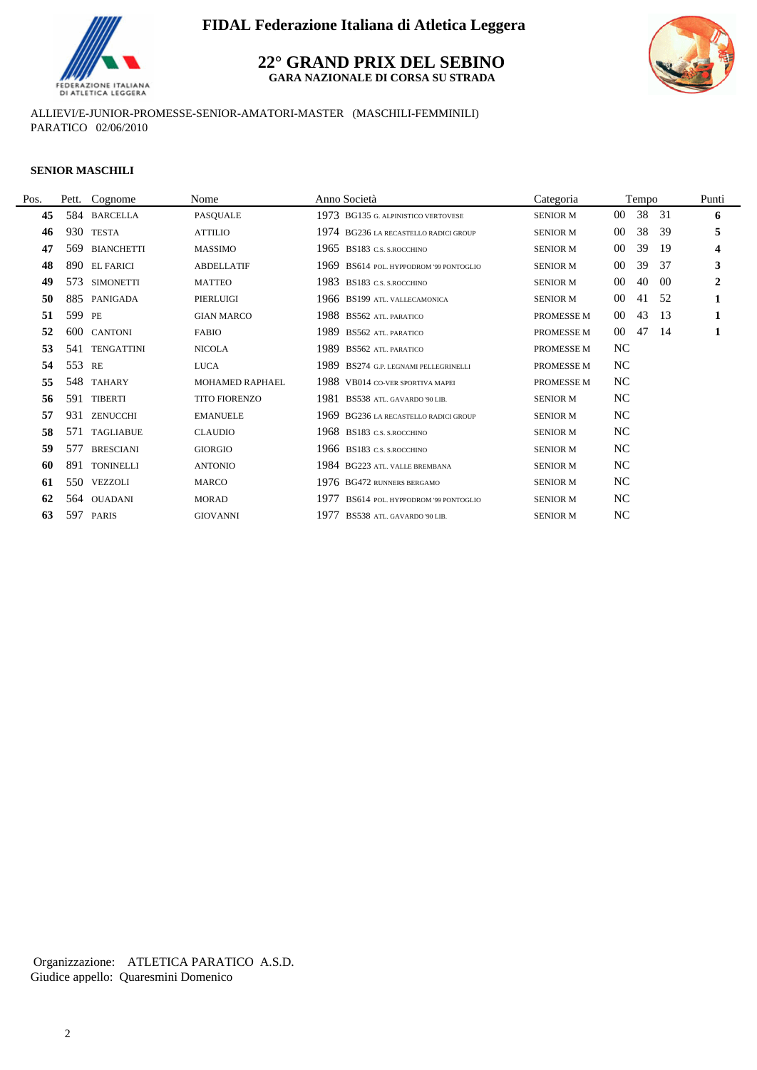# FIDAL Federazione Italiana di Atletica Leggera

## 22° GRAND PRIX DEL SEBINO

**GARA NAZIONALE DI CORSA SU STRADA**

ALLIEVI/E-JUNIOR-PROMESSE-SENIOR-AMATORI-MASTER (MASCHILI-FEMMINILI)
PARATICO 02/06/2010

### SENIOR MASCHILI

| Pos. | Pett. | Cognome | Nome | Anno | Società | Categoria | Tempo | Punti |
|---|---|---|---|---|---|---|---|---|
| **45** | 584 | BARCELLA | PASQUALE | 1973 | BG135 G. ALPINISTICO VERTOVESE | SENIOR M | 00 38 31 | **6** |
| **46** | 930 | TESTA | ATTILIO | 1974 | BG236 LA RECASTELLO RADICI GROUP | SENIOR M | 00 38 39 | **5** |
| **47** | 569 | BIANCHETTI | MASSIMO | 1965 | BS183 C.S. S.ROCCHINO | SENIOR M | 00 39 19 | **4** |
| **48** | 890 | EL FARICI | ABDELLATIF | 1969 | BS614 POL. HYPPODROM '99 PONTOGLIO | SENIOR M | 00 39 37 | **3** |
| **49** | 573 | SIMONETTI | MATTEO | 1983 | BS183 C.S. S.ROCCHINO | SENIOR M | 00 40 00 | **2** |
| **50** | 885 | PANIGADA | PIERLUIGI | 1966 | BS199 ATL. VALLECAMONICA | SENIOR M | 00 41 52 | **1** |
| **51** | 599 | PE | GIAN MARCO | 1988 | BS562 ATL. PARATICO | PROMESSE M | 00 43 13 | **1** |
| **52** | 600 | CANTONI | FABIO | 1989 | BS562 ATL. PARATICO | PROMESSE M | 00 47 14 | **1** |
| **53** | 541 | TENGATTINI | NICOLA | 1989 | BS562 ATL. PARATICO | PROMESSE M | NC | |
| **54** | 553 | RE | LUCA | 1989 | BS274 G.P. LEGNAMI PELLEGRINELLI | PROMESSE M | NC | |
| **55** | 548 | TAHARY | MOHAMED RAPHAEL | 1988 | VB014 CO-VER SPORTIVA MAPEI | PROMESSE M | NC | |
| **56** | 591 | TIBERTI | TITO FIORENZO | 1981 | BS538 ATL. GAVARDO '90 LIB. | SENIOR M | NC | |
| **57** | 931 | ZENUCCHI | EMANUELE | 1969 | BG236 LA RECASTELLO RADICI GROUP | SENIOR M | NC | |
| **58** | 571 | TAGLIABUE | CLAUDIO | 1968 | BS183 C.S. S.ROCCHINO | SENIOR M | NC | |
| **59** | 577 | BRESCIANI | GIORGIO | 1966 | BS183 C.S. S.ROCCHINO | SENIOR M | NC | |
| **60** | 891 | TONINELLI | ANTONIO | 1984 | BG223 ATL. VALLE BREMBANA | SENIOR M | NC | |
| **61** | 550 | VEZZOLI | MARCO | 1976 | BG472 RUNNERS BERGAMO | SENIOR M | NC | |
| **62** | 564 | OUADANI | MORAD | 1977 | BS614 POL. HYPPODROM '99 PONTOGLIO | SENIOR M | NC | |
| **63** | 597 | PARIS | GIOVANNI | 1977 | BS538 ATL. GAVARDO '90 LIB. | SENIOR M | NC | |

Organizzazione: ATLETICA PARATICO A.S.D.
Giudice appello: Quaresmini Domenico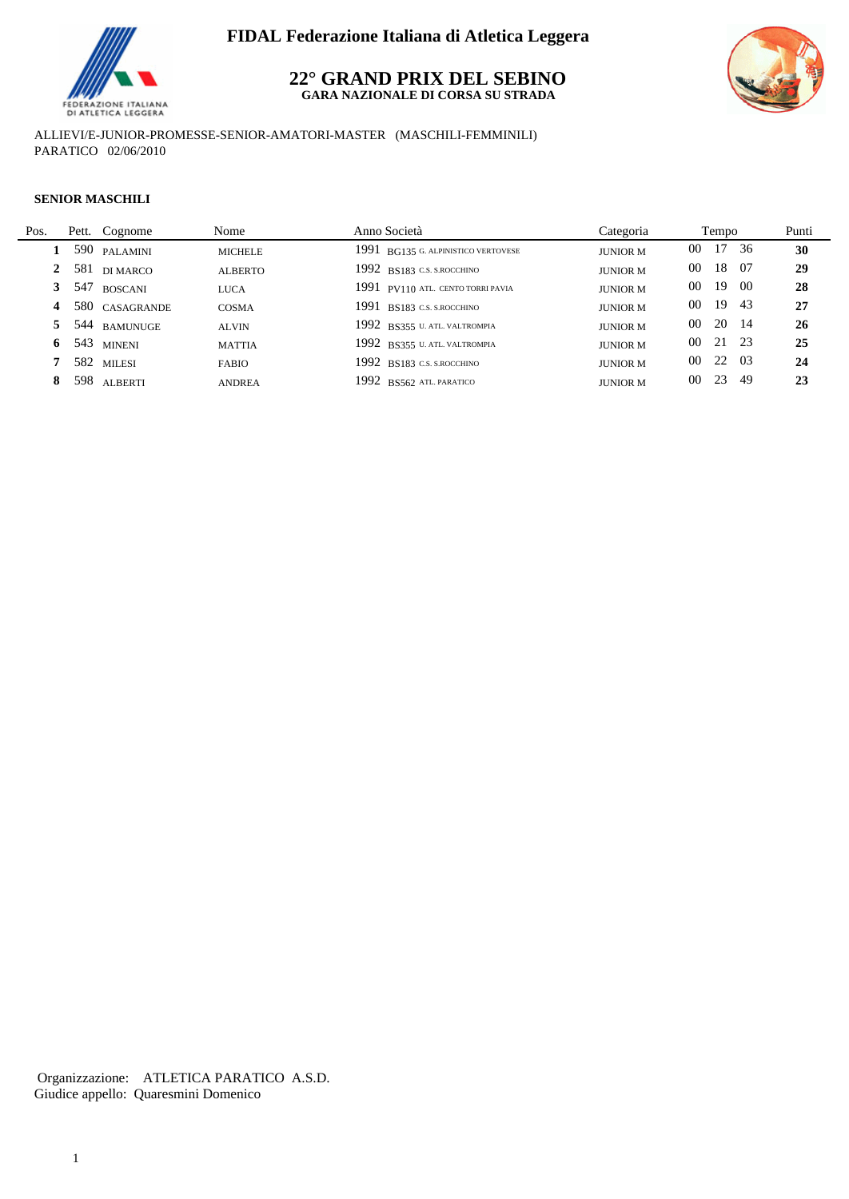**FIDAL Federazione Italiana di Atletica Leggera**

## 22° GRAND PRIX DEL SEBINO

**GARA NAZIONALE DI CORSA SU STRADA**

ALLIEVI/E-JUNIOR-PROMESSE-SENIOR-AMATORI-MASTER (MASCHILI-FEMMINILI)
PARATICO 02/06/2010

**SENIOR MASCHILI**

| Pos. | Pett. | Cognome | Nome | Anno | Società | Categoria | Tempo | Punti |
|---|---|---|---|---|---|---|---|---|
| **1** | 590 | PALAMINI | MICHELE | 1991 | BG135 G. ALPINISTICO VERTOVESE | JUNIOR M | 00 17 36 | **30** |
| **2** | 581 | DI MARCO | ALBERTO | 1992 | BS183 C.S. S.ROCCHINO | JUNIOR M | 00 18 07 | **29** |
| **3** | 547 | BOSCANI | LUCA | 1991 | PV110 ATL. CENTO TORRI PAVIA | JUNIOR M | 00 19 00 | **28** |
| **4** | 580 | CASAGRANDE | COSMA | 1991 | BS183 C.S. S.ROCCHINO | JUNIOR M | 00 19 43 | **27** |
| **5** | 544 | BAMUNUGE | ALVIN | 1992 | BS355 U. ATL. VALTROMPIA | JUNIOR M | 00 20 14 | **26** |
| **6** | 543 | MINENI | MATTIA | 1992 | BS355 U. ATL. VALTROMPIA | JUNIOR M | 00 21 23 | **25** |
| **7** | 582 | MILESI | FABIO | 1992 | BS183 C.S. S.ROCCHINO | JUNIOR M | 00 22 03 | **24** |
| **8** | 598 | ALBERTI | ANDREA | 1992 | BS562 ATL. PARATICO | JUNIOR M | 00 23 49 | **23** |

Organizzazione: ATLETICA PARATICO A.S.D.
Giudice appello: Quaresmini Domenico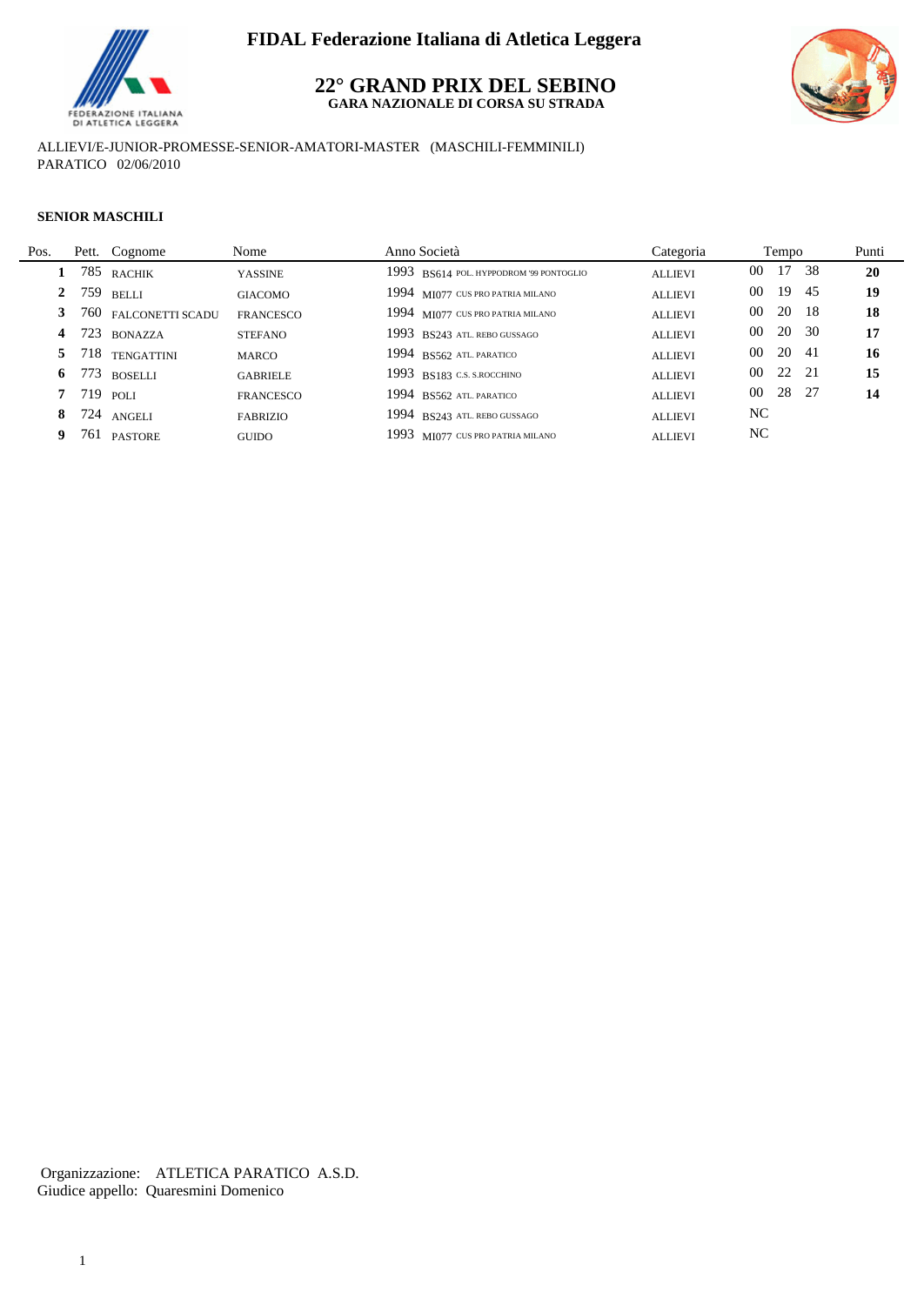**FIDAL Federazione Italiana di Atletica Leggera**

## 22° GRAND PRIX DEL SEBINO

**GARA NAZIONALE DI CORSA SU STRADA**

ALLIEVI/E-JUNIOR-PROMESSE-SENIOR-AMATORI-MASTER (MASCHILI-FEMMINILI)
PARATICO 02/06/2010

**SENIOR MASCHILI**

| Pos. | Pett. | Cognome | Nome | Anno | Società | Categoria | Tempo | Punti |
|---|---|---|---|---|---|---|---|---|
| **1** | 785 | RACHIK | YASSINE | 1993 | BS614 POL. HYPPODROM '99 PONTOGLIO | ALLIEVI | 00 17 38 | **20** |
| **2** | 759 | BELLI | GIACOMO | 1994 | MI077 CUS PRO PATRIA MILANO | ALLIEVI | 00 19 45 | **19** |
| **3** | 760 | FALCONETTI SCADU | FRANCESCO | 1994 | MI077 CUS PRO PATRIA MILANO | ALLIEVI | 00 20 18 | **18** |
| **4** | 723 | BONAZZA | STEFANO | 1993 | BS243 ATL. REBO GUSSAGO | ALLIEVI | 00 20 30 | **17** |
| **5** | 718 | TENGATTINI | MARCO | 1994 | BS562 ATL. PARATICO | ALLIEVI | 00 20 41 | **16** |
| **6** | 773 | BOSELLI | GABRIELE | 1993 | BS183 C.S. S.ROCCHINO | ALLIEVI | 00 22 21 | **15** |
| **7** | 719 | POLI | FRANCESCO | 1994 | BS562 ATL. PARATICO | ALLIEVI | 00 28 27 | **14** |
| **8** | 724 | ANGELI | FABRIZIO | 1994 | BS243 ATL. REBO GUSSAGO | ALLIEVI | NC | |
| **9** | 761 | PASTORE | GUIDO | 1993 | MI077 CUS PRO PATRIA MILANO | ALLIEVI | NC | |

Organizzazione: ATLETICA PARATICO A.S.D.
Giudice appello: Quaresmini Domenico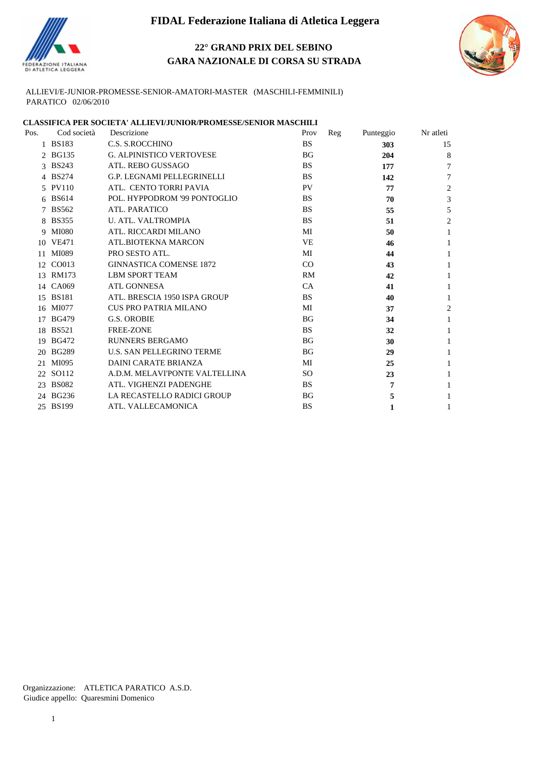# FIDAL Federazione Italiana di Atletica Leggera

## 22° GRAND PRIX DEL SEBINO
## GARA NAZIONALE DI CORSA SU STRADA

ALLIEVI/E-JUNIOR-PROMESSE-SENIOR-AMATORI-MASTER (MASCHILI-FEMMINILI)
PARATICO 02/06/2010

### CLASSIFICA PER SOCIETA' ALLIEVI/JUNIOR/PROMESSE/SENIOR MASCHILI

| Pos. | Cod società | Descrizione | Prov | Reg | Punteggio | Nr atleti |
|---|---|---|---|---|---|---|
| 1 | BS183 | C.S. S.ROCCHINO | BS | | **303** | 15 |
| 2 | BG135 | G. ALPINISTICO VERTOVESE | BG | | **204** | 8 |
| 3 | BS243 | ATL. REBO GUSSAGO | BS | | **177** | 7 |
| 4 | BS274 | G.P. LEGNAMI PELLEGRINELLI | BS | | **142** | 7 |
| 5 | PV110 | ATL. CENTO TORRI PAVIA | PV | | **77** | 2 |
| 6 | BS614 | POL. HYPPODROM '99 PONTOGLIO | BS | | **70** | 3 |
| 7 | BS562 | ATL. PARATICO | BS | | **55** | 5 |
| 8 | BS355 | U. ATL. VALTROMPIA | BS | | **51** | 2 |
| 9 | MI080 | ATL. RICCARDI MILANO | MI | | **50** | 1 |
| 10 | VE471 | ATL.BIOTEKNA MARCON | VE | | **46** | 1 |
| 11 | MI089 | PRO SESTO ATL. | MI | | **44** | 1 |
| 12 | CO013 | GINNASTICA COMENSE 1872 | CO | | **43** | 1 |
| 13 | RM173 | LBM SPORT TEAM | RM | | **42** | 1 |
| 14 | CA069 | ATL GONNESA | CA | | **41** | 1 |
| 15 | BS181 | ATL. BRESCIA 1950 ISPA GROUP | BS | | **40** | 1 |
| 16 | MI077 | CUS PRO PATRIA MILANO | MI | | **37** | 2 |
| 17 | BG479 | G.S. OROBIE | BG | | **34** | 1 |
| 18 | BS521 | FREE-ZONE | BS | | **32** | 1 |
| 19 | BG472 | RUNNERS BERGAMO | BG | | **30** | 1 |
| 20 | BG289 | U.S. SAN PELLEGRINO TERME | BG | | **29** | 1 |
| 21 | MI095 | DAINI CARATE BRIANZA | MI | | **25** | 1 |
| 22 | SO112 | A.D.M. MELAVI'PONTE VALTELLINA | SO | | **23** | 1 |
| 23 | BS082 | ATL. VIGHENZI PADENGHE | BS | | **7** | 1 |
| 24 | BG236 | LA RECASTELLO RADICI GROUP | BG | | **5** | 1 |
| 25 | BS199 | ATL. VALLECAMONICA | BS | | **1** | 1 |

Organizzazione: ATLETICA PARATICO A.S.D.
Giudice appello: Quaresmini Domenico